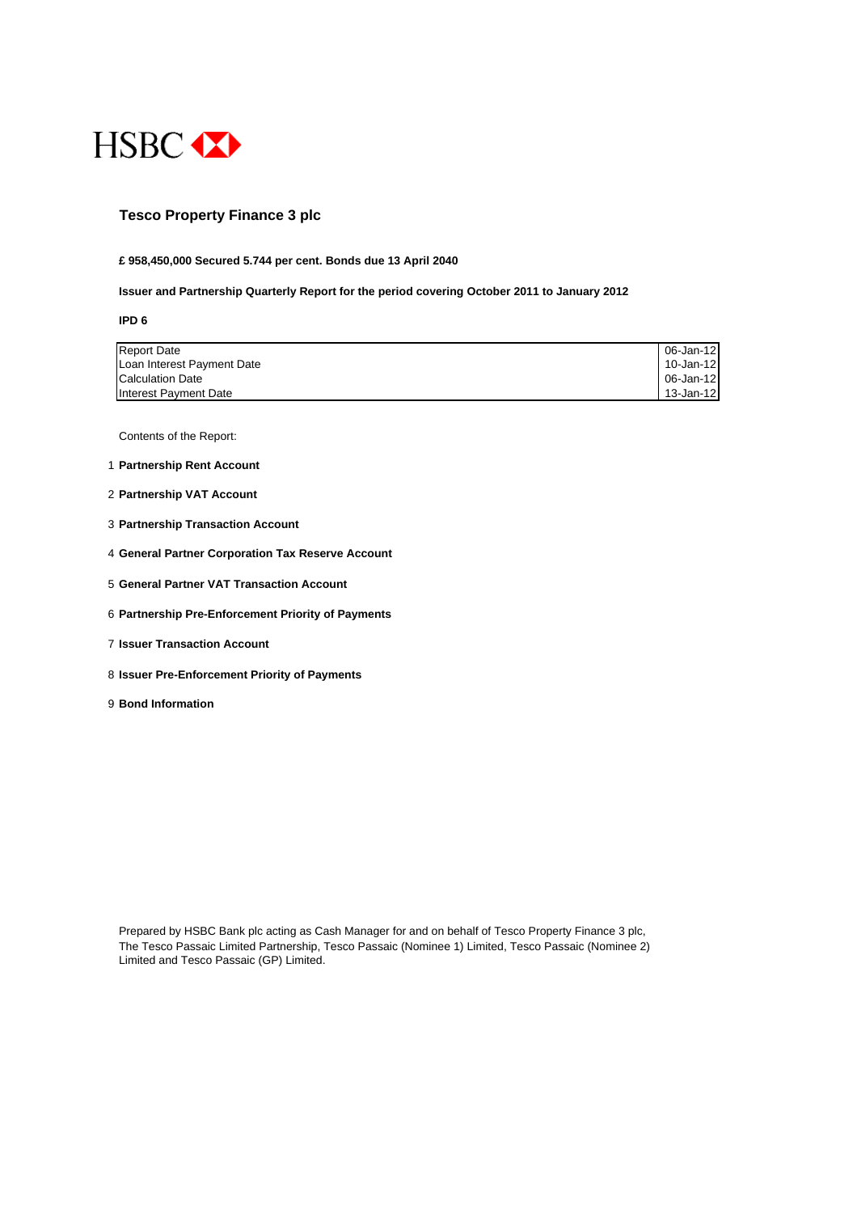HSBC

# Tesco Property Finance 3 plc

**£ 958,450,000 Secured 5.744 per cent. Bonds due 13 April 2040**

**Issuer and Partnership Quarterly Report for the period covering October 2011 to January 2012**

**IPD 6**

| | |
|---|---|
| Report Date | 06-Jan-12 |
| Loan Interest Payment Date | 10-Jan-12 |
| Calculation Date | 06-Jan-12 |
| Interest Payment Date | 13-Jan-12 |

Contents of the Report:

1. **Partnership Rent Account**
2. **Partnership VAT Account**
3. **Partnership Transaction Account**
4. **General Partner Corporation Tax Reserve Account**
5. **General Partner VAT Transaction Account**
6. **Partnership Pre-Enforcement Priority of Payments**
7. **Issuer Transaction Account**
8. **Issuer Pre-Enforcement Priority of Payments**
9. **Bond Information**

Prepared by HSBC Bank plc acting as Cash Manager for and on behalf of Tesco Property Finance 3 plc, The Tesco Passaic Limited Partnership, Tesco Passaic (Nominee 1) Limited, Tesco Passaic (Nominee 2) Limited and Tesco Passaic (GP) Limited.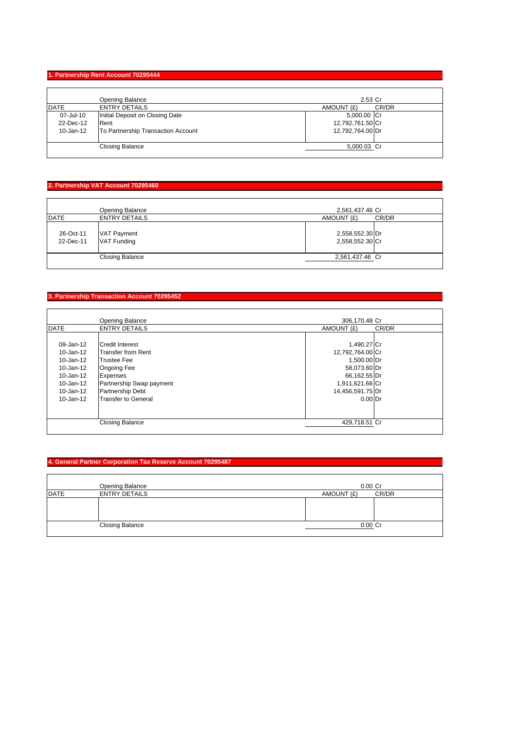## 1. Partnership Rent Account 70295444

| DATE | ENTRY DETAILS | AMOUNT (£) | CR/DR |
|---|---|---|---|
| | Opening Balance | 2.53 | Cr |
| 07-Jul-10 | Initial Deposit on Closing Date | 5,000.00 | Cr |
| 22-Dec-12 | Rent | 12,792,761.50 | Cr |
| 10-Jan-12 | To Partnership Transaction Account | 12,792,764.00 | Dr |
| | Closing Balance | 5,000.03 | Cr |

## 2. Partnership VAT Account 70295460

| DATE | ENTRY DETAILS | AMOUNT (£) | CR/DR |
|---|---|---|---|
| | Opening Balance | 2,561,437.46 | Cr |
| 26-Oct-11 | VAT Payment | 2,558,552.30 | Dr |
| 22-Dec-11 | VAT Funding | 2,558,552.30 | Cr |
| | Closing Balance | 2,561,437.46 | Cr |

## 3. Partnership Transaction Account 70295452

| DATE | ENTRY DETAILS | AMOUNT (£) | CR/DR |
|---|---|---|---|
| | Opening Balance | 306,170.48 | Cr |
| 09-Jan-12 | Credit Interest | 1,490.27 | Cr |
| 10-Jan-12 | Transfer from Rent | 12,792,764.00 | Cr |
| 10-Jan-12 | Trustee Fee | 1,500.00 | Dr |
| 10-Jan-12 | Ongoing Fee | 58,073.60 | Dr |
| 10-Jan-12 | Expenses | 66,162.55 | Dr |
| 10-Jan-12 | Partnership Swap payment | 1,911,621.66 | Cr |
| 10-Jan-12 | Partnership Debt | 14,456,591.75 | Dr |
| 10-Jan-12 | Transfer to General | 0.00 | Dr |
| | Closing Balance | 429,718.51 | Cr |

## 4. General Partner Corporation Tax Reserve Account 70295487

| DATE | ENTRY DETAILS | AMOUNT (£) | CR/DR |
|---|---|---|---|
| | Opening Balance | 0.00 | Cr |
| | | | |
| | Closing Balance | 0.00 | Cr |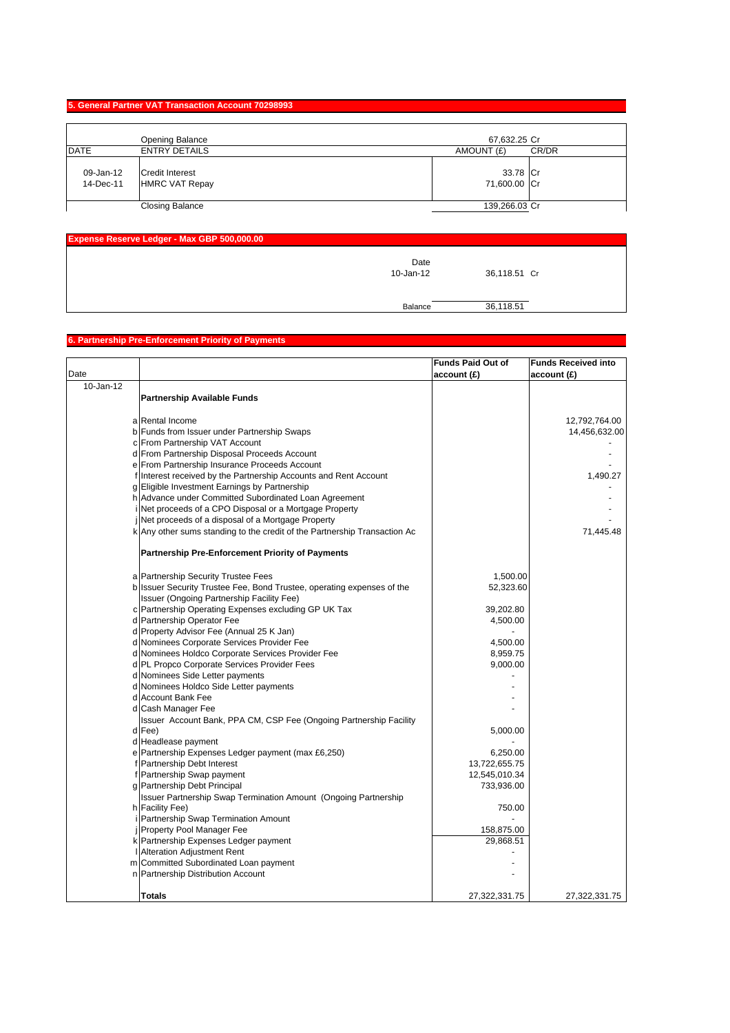## 5. General Partner VAT Transaction Account 70298993

| DATE | ENTRY DETAILS | AMOUNT (£) | CR/DR |
|---|---|---|---|
| | Opening Balance | 67,632.25 | Cr |
| 09-Jan-12 | Credit Interest | 33.78 | Cr |
| 14-Dec-11 | HMRC VAT Repay | 71,600.00 | Cr |
| | Closing Balance | 139,266.03 | Cr |

## Expense Reserve Ledger - Max GBP 500,000.00

| Date | | |
|---|---|---|
| 10-Jan-12 | 36,118.51 | Cr |
| Balance | 36,118.51 | |

## 6. Partnership Pre-Enforcement Priority of Payments

| Date | | | Funds Paid Out of account (£) | Funds Received into account (£) |
|---|---|---|---|---|
| 10-Jan-12 | | **Partnership Available Funds** | | |
| | a | Rental Income | | 12,792,764.00 |
| | b | Funds from Issuer under Partnership Swaps | | 14,456,632.00 |
| | c | From Partnership VAT Account | | - |
| | d | From Partnership Disposal Proceeds Account | | - |
| | e | From Partnership Insurance Proceeds Account | | - |
| | f | Interest received by the Partnership Accounts and Rent Account | | 1,490.27 |
| | g | Eligible Investment Earnings by Partnership | | - |
| | h | Advance under Committed Subordinated Loan Agreement | | - |
| | i | Net proceeds of a CPO Disposal or a Mortgage Property | | - |
| | j | Net proceeds of a disposal of a Mortgage Property | | - |
| | k | Any other sums standing to the credit of the Partnership Transaction Ac | | 71,445.48 |
| | | **Partnership Pre-Enforcement Priority of Payments** | | |
| | a | Partnership Security Trustee Fees | 1,500.00 | |
| | b | Issuer Security Trustee Fee, Bond Trustee, operating expenses of the Issuer (Ongoing Partnership Facility Fee) | 52,323.60 | |
| | c | Partnership Operating Expenses excluding GP UK Tax | 39,202.80 | |
| | d | Partnership Operator Fee | 4,500.00 | |
| | d | Property Advisor Fee (Annual 25 K Jan) | - | |
| | d | Nominees Corporate Services Provider Fee | 4,500.00 | |
| | d | Nominees Holdco Corporate Services Provider Fee | 8,959.75 | |
| | d | PL Propco Corporate Services Provider Fees | 9,000.00 | |
| | d | Nominees Side Letter payments | - | |
| | d | Nominees Holdco Side Letter payments | - | |
| | d | Account Bank Fee | - | |
| | d | Cash Manager Fee | - | |
| | d | Issuer Account Bank, PPA CM, CSP Fee (Ongoing Partnership Facility Fee) | 5,000.00 | |
| | d | Headlease payment | - | |
| | e | Partnership Expenses Ledger payment (max £6,250) | 6,250.00 | |
| | f | Partnership Debt Interest | 13,722,655.75 | |
| | f | Partnership Swap payment | 12,545,010.34 | |
| | g | Partnership Debt Principal | 733,936.00 | |
| | h | Issuer Partnership Swap Termination Amount (Ongoing Partnership Facility Fee) | 750.00 | |
| | i | Partnership Swap Termination Amount | - | |
| | j | Property Pool Manager Fee | 158,875.00 | |
| | k | Partnership Expenses Ledger payment | 29,868.51 | |
| | l | Alteration Adjustment Rent | - | |
| | m | Committed Subordinated Loan payment | - | |
| | n | Partnership Distribution Account | - | |
| | | **Totals** | 27,322,331.75 | 27,322,331.75 |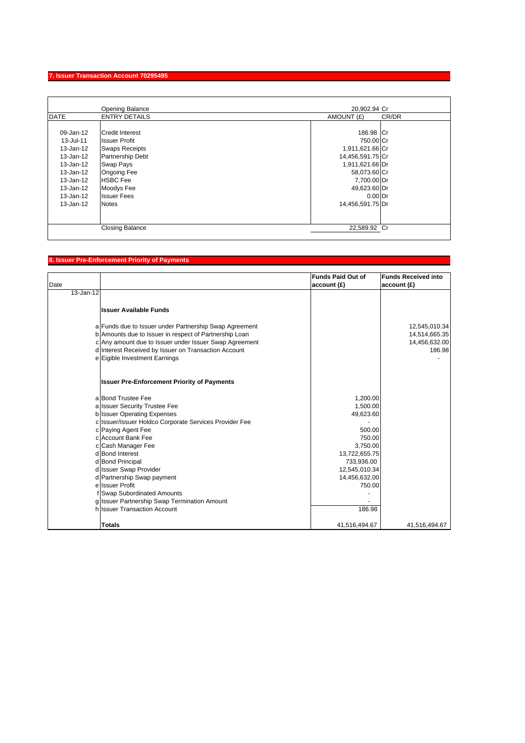## 7. Issuer Transaction Account 70295495

| DATE | ENTRY DETAILS | AMOUNT (£) | CR/DR |
|---|---|---|---|
| | Opening Balance | 20,902.94 | Cr |
| 09-Jan-12 | Credit Interest | 186.98 | Cr |
| 13-Jul-11 | Issuer Profit | 750.00 | Cr |
| 13-Jan-12 | Swaps Receipts | 1,911,621.66 | Cr |
| 13-Jan-12 | Partnership Debt | 14,456,591.75 | Cr |
| 13-Jan-12 | Swap Pays | 1,911,621.66 | Dr |
| 13-Jan-12 | Ongoing Fee | 58,073.60 | Cr |
| 13-Jan-12 | HSBC Fee | 7,700.00 | Dr |
| 13-Jan-12 | Moodys Fee | 49,623.60 | Dr |
| 13-Jan-12 | Issuer Fees | 0.00 | Dr |
| 13-Jan-12 | Notes | 14,456,591.75 | Dr |
| | Closing Balance | 22,589.92 | Cr |

## 8. Issuer Pre-Enforcement Priority of Payments

| Date | | | Funds Paid Out of account (£) | Funds Received into account (£) |
|---|---|---|---|---|
| 13-Jan-12 | | | | |
| | | **Issuer Available Funds** | | |
| | a | Funds due to Issuer under Partnership Swap Agreement | | 12,545,010.34 |
| | b | Amounts due to Issuer in respect of Partnership Loan | | 14,514,665.35 |
| | c | Any amount due to Issuer under Issuer Swap Agreement | | 14,456,632.00 |
| | d | Interest Received by Issuer on Transaction Account | | 186.98 |
| | e | Eigible Investment Earnings | | - |
| | | **Issuer Pre-Enforcement Priority of Payments** | | |
| | a | Bond Trustee Fee | 1,200.00 | |
| | a | Issuer Security Trustee Fee | 1,500.00 | |
| | b | Issuer Operating Expenses | 49,623.60 | |
| | c | Issuer/Issuer Holdco Corporate Services Provider Fee | - | |
| | c | Paying Agent Fee | 500.00 | |
| | c | Account Bank Fee | 750.00 | |
| | c | Cash Manager Fee | 3,750.00 | |
| | d | Bond Interest | 13,722,655.75 | |
| | d | Bond Principal | 733,936.00 | |
| | d | Issuer Swap Provider | 12,545,010.34 | |
| | d | Partnership Swap payment | 14,456,632.00 | |
| | e | Issuer Profit | 750.00 | |
| | f | Swap Subordinated Amounts | - | |
| | g | Issuer Partnership Swap Termination Amount | - | |
| | h | Issuer Transaction Account | 186.98 | |
| | | **Totals** | 41,516,494.67 | 41,516,494.67 |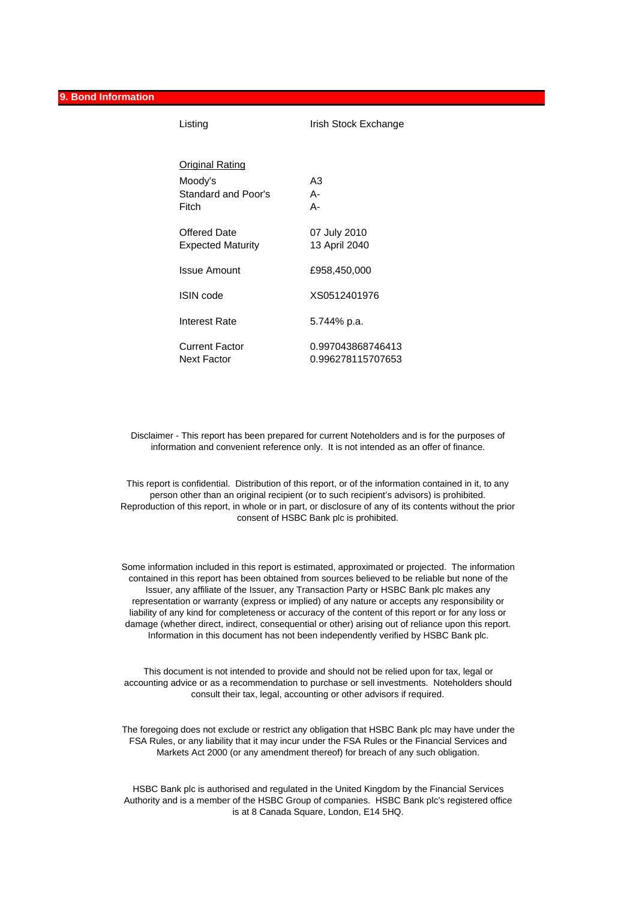## 9. Bond Information

| | |
|---|---|
| Listing | Irish Stock Exchange |
| <u>Original Rating</u> | |
| Moody's | A3 |
| Standard and Poor's | A- |
| Fitch | A- |
| Offered Date | 07 July 2010 |
| Expected Maturity | 13 April 2040 |
| Issue Amount | £958,450,000 |
| ISIN code | XS0512401976 |
| Interest Rate | 5.744% p.a. |
| Current Factor | 0.997043868746413 |
| Next Factor | 0.996278115707653 |

Disclaimer - This report has been prepared for current Noteholders and is for the purposes of information and convenient reference only. It is not intended as an offer of finance.

This report is confidential. Distribution of this report, or of the information contained in it, to any person other than an original recipient (or to such recipient's advisors) is prohibited. Reproduction of this report, in whole or in part, or disclosure of any of its contents without the prior consent of HSBC Bank plc is prohibited.

Some information included in this report is estimated, approximated or projected. The information contained in this report has been obtained from sources believed to be reliable but none of the Issuer, any affiliate of the Issuer, any Transaction Party or HSBC Bank plc makes any representation or warranty (express or implied) of any nature or accepts any responsibility or liability of any kind for completeness or accuracy of the content of this report or for any loss or damage (whether direct, indirect, consequential or other) arising out of reliance upon this report. Information in this document has not been independently verified by HSBC Bank plc.

This document is not intended to provide and should not be relied upon for tax, legal or accounting advice or as a recommendation to purchase or sell investments. Noteholders should consult their tax, legal, accounting or other advisors if required.

The foregoing does not exclude or restrict any obligation that HSBC Bank plc may have under the FSA Rules, or any liability that it may incur under the FSA Rules or the Financial Services and Markets Act 2000 (or any amendment thereof) for breach of any such obligation.

HSBC Bank plc is authorised and regulated in the United Kingdom by the Financial Services Authority and is a member of the HSBC Group of companies. HSBC Bank plc's registered office is at 8 Canada Square, London, E14 5HQ.